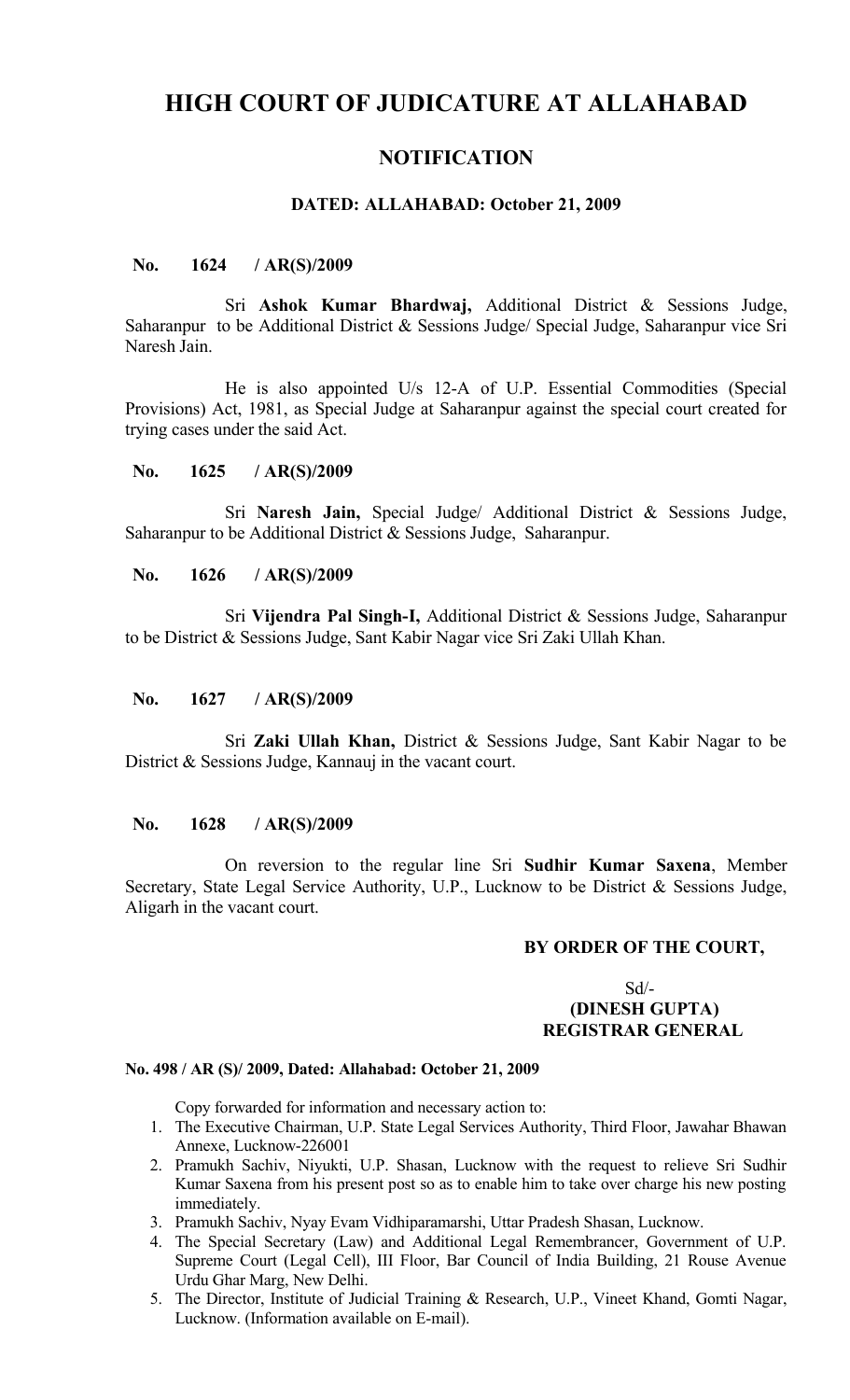# HIGH COURT OF JUDICATURE AT ALLAHABAD

## NOTIFICATION

### DATED: ALLAHABAD: October 21, 2009

**No. 1624 / AR(S)/2009**

Sri **Ashok Kumar Bhardwaj,** Additional District & Sessions Judge, Saharanpur to be Additional District & Sessions Judge/ Special Judge, Saharanpur vice Sri Naresh Jain.

He is also appointed U/s 12-A of U.P. Essential Commodities (Special Provisions) Act, 1981, as Special Judge at Saharanpur against the special court created for trying cases under the said Act.

**No. 1625 / AR(S)/2009**

Sri **Naresh Jain,** Special Judge/ Additional District & Sessions Judge, Saharanpur to be Additional District & Sessions Judge, Saharanpur.

**No. 1626 / AR(S)/2009**

Sri **Vijendra Pal Singh-I,** Additional District & Sessions Judge, Saharanpur to be District & Sessions Judge, Sant Kabir Nagar vice Sri Zaki Ullah Khan.

**No. 1627 / AR(S)/2009**

Sri **Zaki Ullah Khan,** District & Sessions Judge, Sant Kabir Nagar to be District & Sessions Judge, Kannauj in the vacant court.

**No. 1628 / AR(S)/2009**

On reversion to the regular line Sri **Sudhir Kumar Saxena**, Member Secretary, State Legal Service Authority, U.P., Lucknow to be District & Sessions Judge, Aligarh in the vacant court.

**BY ORDER OF THE COURT,**

Sd/-
**(DINESH GUPTA)**
**REGISTRAR GENERAL**

**No. 498 / AR (S)/ 2009, Dated: Allahabad: October 21, 2009**

Copy forwarded for information and necessary action to:

1. The Executive Chairman, U.P. State Legal Services Authority, Third Floor, Jawahar Bhawan Annexe, Lucknow-226001
2. Pramukh Sachiv, Niyukti, U.P. Shasan, Lucknow with the request to relieve Sri Sudhir Kumar Saxena from his present post so as to enable him to take over charge his new posting immediately.
3. Pramukh Sachiv, Nyay Evam Vidhiparamarshi, Uttar Pradesh Shasan, Lucknow.
4. The Special Secretary (Law) and Additional Legal Remembrancer, Government of U.P. Supreme Court (Legal Cell), III Floor, Bar Council of India Building, 21 Rouse Avenue Urdu Ghar Marg, New Delhi.
5. The Director, Institute of Judicial Training & Research, U.P., Vineet Khand, Gomti Nagar, Lucknow. (Information available on E-mail).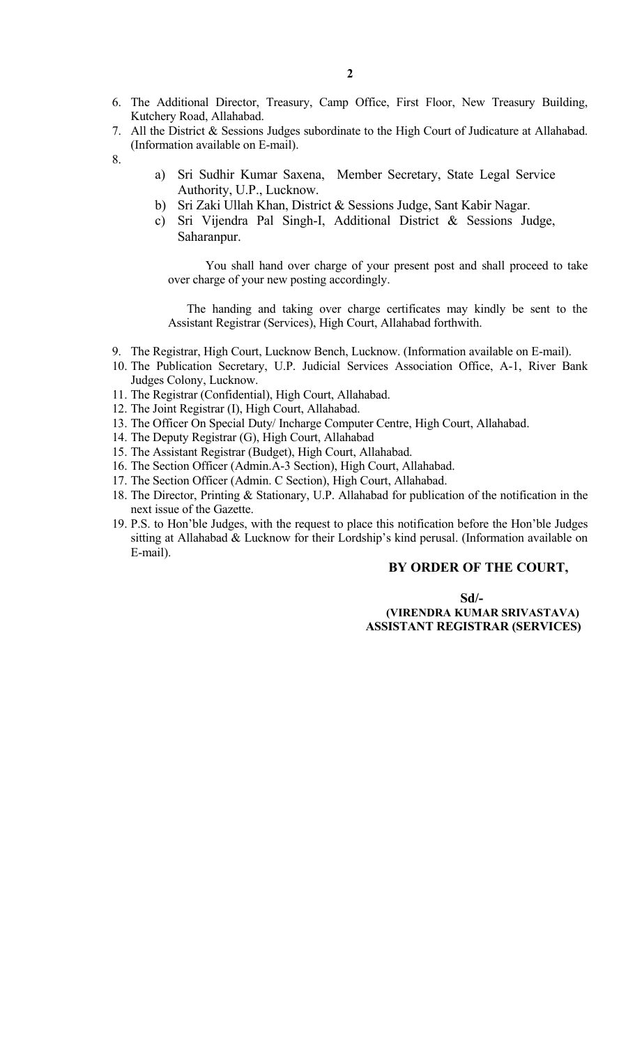6. The Additional Director, Treasury, Camp Office, First Floor, New Treasury Building, Kutchery Road, Allahabad.
7. All the District & Sessions Judges subordinate to the High Court of Judicature at Allahabad. (Information available on E-mail).
8. 
   a) Sri Sudhir Kumar Saxena, Member Secretary, State Legal Service Authority, U.P., Lucknow.
   b) Sri Zaki Ullah Khan, District & Sessions Judge, Sant Kabir Nagar.
   c) Sri Vijendra Pal Singh-I, Additional District & Sessions Judge, Saharanpur.

   You shall hand over charge of your present post and shall proceed to take over charge of your new posting accordingly.

   The handing and taking over charge certificates may kindly be sent to the Assistant Registrar (Services), High Court, Allahabad forthwith.

9. The Registrar, High Court, Lucknow Bench, Lucknow. (Information available on E-mail).
10. The Publication Secretary, U.P. Judicial Services Association Office, A-1, River Bank Judges Colony, Lucknow.
11. The Registrar (Confidential), High Court, Allahabad.
12. The Joint Registrar (I), High Court, Allahabad.
13. The Officer On Special Duty/ Incharge Computer Centre, High Court, Allahabad.
14. The Deputy Registrar (G), High Court, Allahabad
15. The Assistant Registrar (Budget), High Court, Allahabad.
16. The Section Officer (Admin.A-3 Section), High Court, Allahabad.
17. The Section Officer (Admin. C Section), High Court, Allahabad.
18. The Director, Printing & Stationary, U.P. Allahabad for publication of the notification in the next issue of the Gazette.
19. P.S. to Hon'ble Judges, with the request to place this notification before the Hon'ble Judges sitting at Allahabad & Lucknow for their Lordship's kind perusal. (Information available on E-mail).

**BY ORDER OF THE COURT,**

**Sd/-**

**(VIRENDRA KUMAR SRIVASTAVA)**
**ASSISTANT REGISTRAR (SERVICES)**